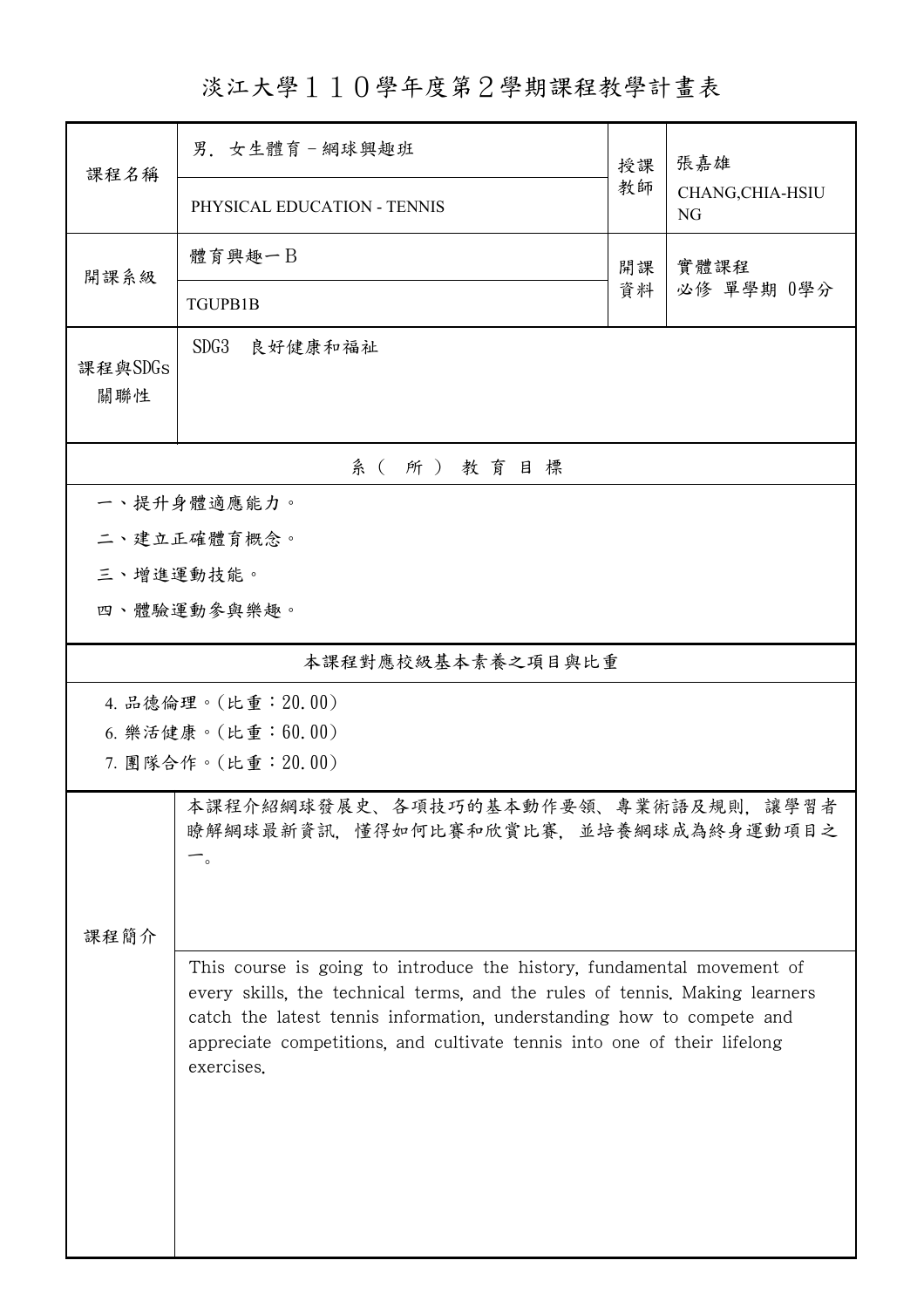# 淡江大學１１０學年度第２學期課程教學計畫表

| 課程名稱 | 男．女生體育－網球興趣班 | 授課教師 | 張嘉雄 |
|---|---|---|---|
| | PHYSICAL EDUCATION - TENNIS | | CHANG,CHIA-HSIUNG |
| 開課系級 | 體育興趣一Ｂ | 開課資料 | 實體課程<br>必修 單學期 0學分 |
| | TGUPB1B | | |
| 課程與SDGs關聯性 | SDG3　良好健康和福祉 | | |

## 系（所）教育目標

一、提升身體適應能力。

二、建立正確體育概念。

三、增進運動技能。

四、體驗運動參與樂趣。

## 本課程對應校級基本素養之項目與比重

4. 品德倫理。(比重：20.00)
6. 樂活健康。(比重：60.00)
7. 團隊合作。(比重：20.00)

## 課程簡介

本課程介紹網球發展史、各項技巧的基本動作要領、專業術語及規則，讓學習者瞭解網球最新資訊，懂得如何比賽和欣賞比賽，並培養網球成為終身運動項目之一。

This course is going to introduce the history, fundamental movement of every skills, the technical terms, and the rules of tennis. Making learners catch the latest tennis information, understanding how to compete and appreciate competitions, and cultivate tennis into one of their lifelong exercises.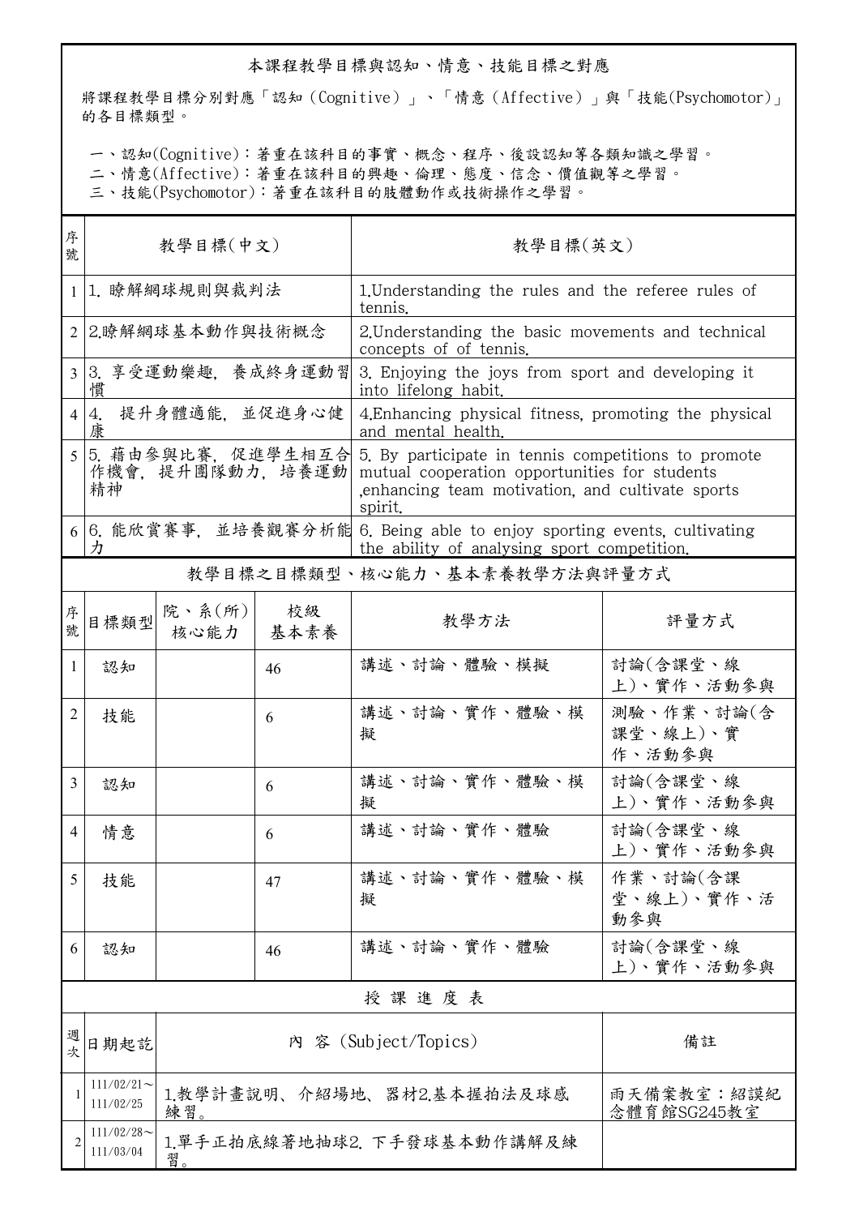## 本課程教學目標與認知、情意、技能目標之對應

將課程教學目標分別對應「認知（Cognitive）」、「情意（Affective）」與「技能(Psychomotor)」的各目標類型。

一、認知(Cognitive)：著重在該科目的事實、概念、程序、後設認知等各類知識之學習。
二、情意(Affective)：著重在該科目的興趣、倫理、態度、信念、價值觀等之學習。
三、技能(Psychomotor)：著重在該科目的肢體動作或技術操作之學習。

| 序號 | 教學目標(中文) | 教學目標(英文) |
|---|---|---|
| 1 | 1. 瞭解網球規則與裁判法 | 1.Understanding the rules and the referee rules of tennis. |
| 2 | 2.瞭解網球基本動作與技術概念 | 2.Understanding the basic movements and technical concepts of of tennis. |
| 3 | 3. 享受運動樂趣，養成終身運動習慣 | 3. Enjoying the joys from sport and developing it into lifelong habit. |
| 4 | 4. 提升身體適能，並促進身心健康 | 4.Enhancing physical fitness, promoting the physical and mental health. |
| 5 | 5. 藉由參與比賽，促進學生相互合作機會，提升團隊動力，培養運動精神 | 5. By participate in tennis competitions to promote mutual cooperation opportunities for students ,enhancing team motivation, and cultivate sports spirit. |
| 6 | 6. 能欣賞賽事，並培養觀賽分析能力 | 6. Being able to enjoy sporting events, cultivating the ability of analysing sport competition. |

## 教學目標之目標類型、核心能力、基本素養教學方法與評量方式

| 序號 | 目標類型 | 院、系(所)核心能力 | 校級基本素養 | 教學方法 | 評量方式 |
|---|---|---|---|---|---|
| 1 | 認知 | | 46 | 講述、討論、體驗、模擬 | 討論(含課堂、線上)、實作、活動參與 |
| 2 | 技能 | | 6 | 講述、討論、實作、體驗、模擬 | 測驗、作業、討論(含課堂、線上)、實作、活動參與 |
| 3 | 認知 | | 6 | 講述、討論、實作、體驗、模擬 | 討論(含課堂、線上)、實作、活動參與 |
| 4 | 情意 | | 6 | 講述、討論、實作、體驗 | 討論(含課堂、線上)、實作、活動參與 |
| 5 | 技能 | | 47 | 講述、討論、實作、體驗、模擬 | 作業、討論(含課堂、線上)、實作、活動參與 |
| 6 | 認知 | | 46 | 講述、討論、實作、體驗 | 討論(含課堂、線上)、實作、活動參與 |

## 授 課 進 度 表

| 週次 | 日期起訖 | 內 容 (Subject/Topics) | 備註 |
|---|---|---|---|
| 1 | 111/02/21～111/02/25 | 1.教學計畫說明、介紹場地、器材2.基本握拍法及球感練習。 | 雨天備案教室：紹謨紀念體育館SG245教室 |
| 2 | 111/02/28～111/03/04 | 1.單手正拍底線著地抽球2. 下手發球基本動作講解及練習。 | |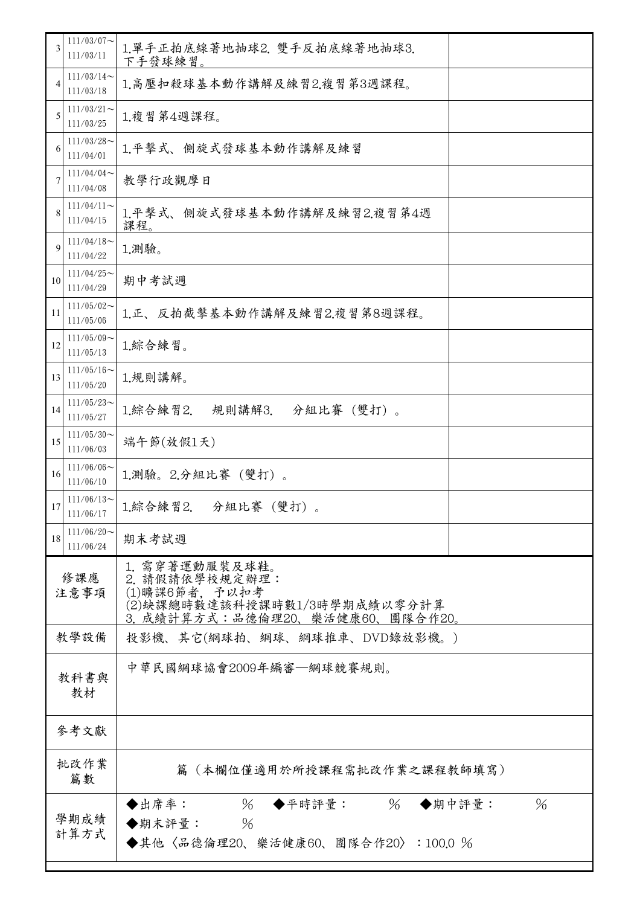| 3 | 111/03/07～111/03/11 | 1.單手正拍底線著地抽球2. 雙手反拍底線著地抽球3. 下手發球練習。 | |
|---|---|---|---|
| 4 | 111/03/14～111/03/18 | 1.高壓扣殺球基本動作講解及練習2.複習第3週課程。 | |
| 5 | 111/03/21～111/03/25 | 1.複習第4週課程。 | |
| 6 | 111/03/28～111/04/01 | 1.平擊式、側旋式發球基本動作講解及練習 | |
| 7 | 111/04/04～111/04/08 | 教學行政觀摩日 | |
| 8 | 111/04/11～111/04/15 | 1.平擊式、側旋式發球基本動作講解及練習2.複習第4週課程。 | |
| 9 | 111/04/18～111/04/22 | 1.測驗。 | |
| 10 | 111/04/25～111/04/29 | 期中考試週 | |
| 11 | 111/05/02～111/05/06 | 1.正、反拍截擊基本動作講解及練習2.複習第8週課程。 | |
| 12 | 111/05/09～111/05/13 | 1.綜合練習。 | |
| 13 | 111/05/16～111/05/20 | 1.規則講解。 | |
| 14 | 111/05/23～111/05/27 | 1.綜合練習2.　規則講解3.　分組比賽（雙打）。 | |
| 15 | 111/05/30～111/06/03 | 端午節(放假1天) | |
| 16 | 111/06/06～111/06/10 | 1.測驗。2.分組比賽（雙打）。 | |
| 17 | 111/06/13～111/06/17 | 1.綜合練習2.　分組比賽（雙打）。 | |
| 18 | 111/06/20～111/06/24 | 期末考試週 | |

| 修課應注意事項 | 1. 需穿著運動服裝及球鞋。<br>2. 請假請依學校規定辦理：<br>(1)曠課6節者，予以扣考<br>(2)缺課總時數達該科授課時數1/3時學期成績以零分計算<br>3. 成績計算方式：品德倫理20、樂活健康60、團隊合作20。 |
|---|---|
| 教學設備 | 投影機、其它(網球拍、網球、網球推車、DVD錄放影機。) |
| 教科書與教材 | 中華民國網球協會2009年編審—網球競賽規則。 |
| 參考文獻 | |
| 批改作業篇數 | 篇（本欄位僅適用於所授課程需批改作業之課程教師填寫） |
| 學期成績計算方式 | ◆出席率：　％　◆平時評量：　％　◆期中評量：　％<br>◆期末評量：　％<br>◆其他〈品德倫理20、樂活健康60、團隊合作20〉：100.0 ％ |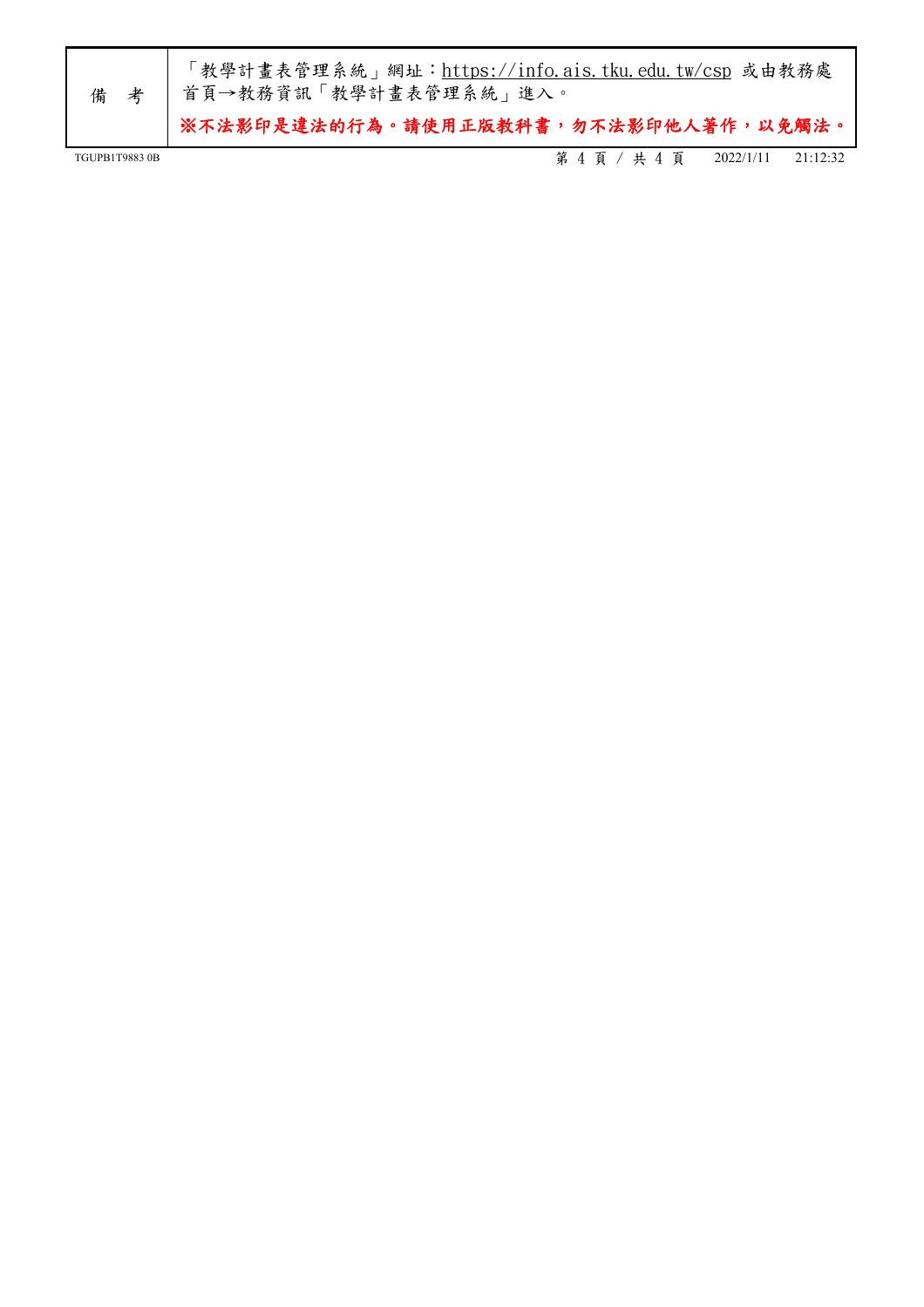| | |
|---|---|
| 備　考 | 「教學計畫表管理系統」網址：https://info.ais.tku.edu.tw/csp 或由教務處首頁→教務資訊「教學計畫表管理系統」進入。<br>**※不法影印是違法的行為。請使用正版教科書，勿不法影印他人著作，以免觸法。** |

TGUPB1T9883 0B　　2022/1/11　21:12:32